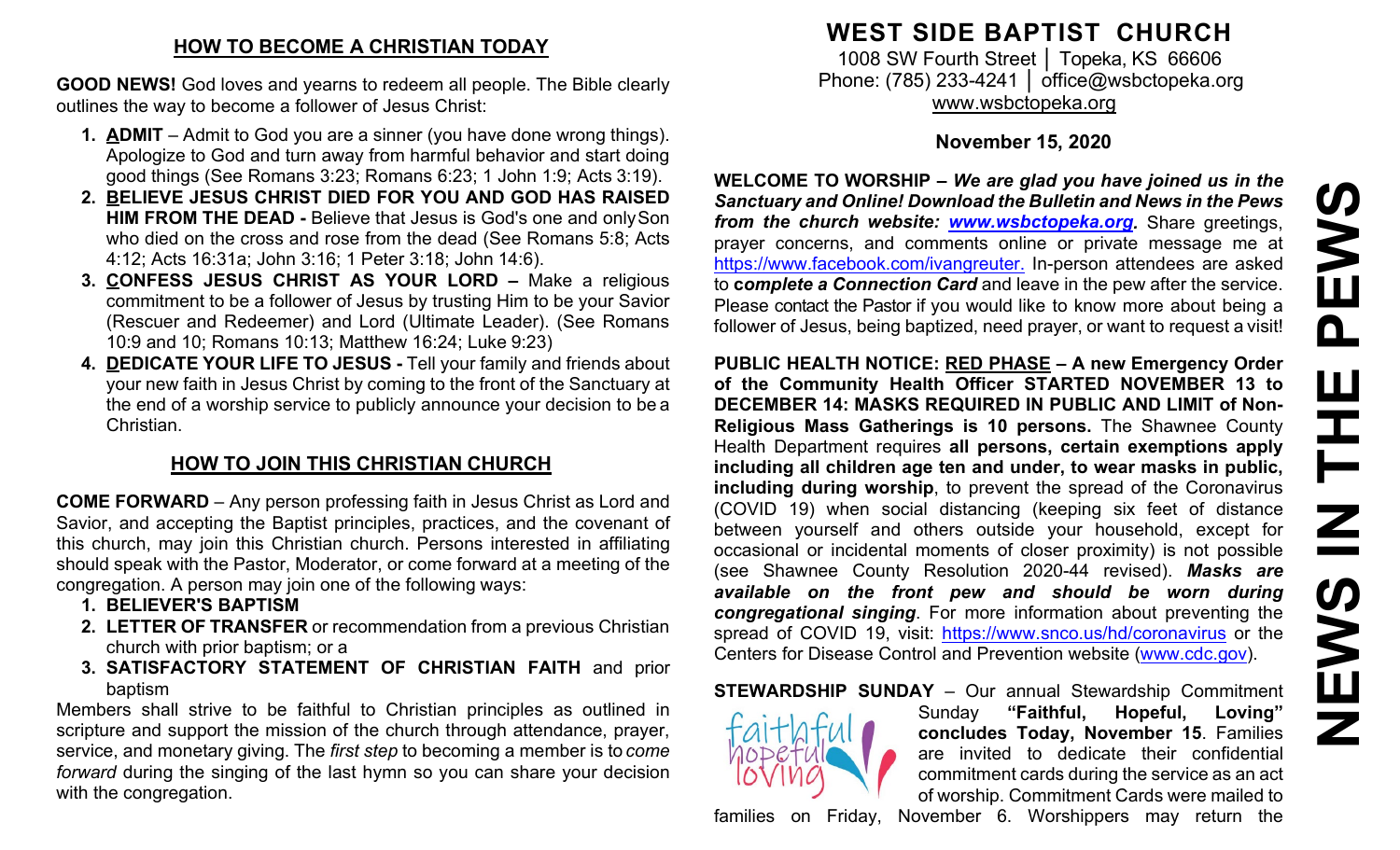## HOW TO BECOME A CHRISTIAN TODAY

**GOOD NEWS!** God loves and yearns to redeem all people. The Bible clearly outlines the way to become a follower of Jesus Christ:

1. **ADMIT** – Admit to God you are a sinner (you have done wrong things). Apologize to God and turn away from harmful behavior and start doing good things (See Romans 3:23; Romans 6:23; 1 John 1:9; Acts 3:19).
2. **BELIEVE JESUS CHRIST DIED FOR YOU AND GOD HAS RAISED HIM FROM THE DEAD -** Believe that Jesus is God's one and only Son who died on the cross and rose from the dead (See Romans 5:8; Acts 4:12; Acts 16:31a; John 3:16; 1 Peter 3:18; John 14:6).
3. **CONFESS JESUS CHRIST AS YOUR LORD –** Make a religious commitment to be a follower of Jesus by trusting Him to be your Savior (Rescuer and Redeemer) and Lord (Ultimate Leader). (See Romans 10:9 and 10; Romans 10:13; Matthew 16:24; Luke 9:23)
4. **DEDICATE YOUR LIFE TO JESUS -** Tell your family and friends about your new faith in Jesus Christ by coming to the front of the Sanctuary at the end of a worship service to publicly announce your decision to be a Christian.

## HOW TO JOIN THIS CHRISTIAN CHURCH

**COME FORWARD** – Any person professing faith in Jesus Christ as Lord and Savior, and accepting the Baptist principles, practices, and the covenant of this church, may join this Christian church. Persons interested in affiliating should speak with the Pastor, Moderator, or come forward at a meeting of the congregation. A person may join one of the following ways:

1. **BELIEVER'S BAPTISM**
2. **LETTER OF TRANSFER** or recommendation from a previous Christian church with prior baptism; or a
3. **SATISFACTORY STATEMENT OF CHRISTIAN FAITH** and prior baptism

Members shall strive to be faithful to Christian principles as outlined in scripture and support the mission of the church through attendance, prayer, service, and monetary giving. The *first step* to becoming a member is to *come forward* during the singing of the last hymn so you can share your decision with the congregation.

# WEST SIDE BAPTIST CHURCH

1008 SW Fourth Street │ Topeka, KS 66606
Phone: (785) 233-4241 │ office@wsbctopeka.org
www.wsbctopeka.org

**November 15, 2020**

# NEWS IN THE PEWS

**WELCOME TO WORSHIP –** ***We are glad you have joined us in the Sanctuary and Online! Download the Bulletin and News in the Pews from the church website: www.wsbctopeka.org.*** Share greetings, prayer concerns, and comments online or private message me at https://www.facebook.com/ivangreuter. In-person attendees are asked to ***complete a Connection Card*** and leave in the pew after the service. Please contact the Pastor if you would like to know more about being a follower of Jesus, being baptized, need prayer, or want to request a visit!

**PUBLIC HEALTH NOTICE: RED PHASE – A new Emergency Order of the Community Health Officer STARTED NOVEMBER 13 to DECEMBER 14: MASKS REQUIRED IN PUBLIC AND LIMIT of Non-Religious Mass Gatherings is 10 persons.** The Shawnee County Health Department requires **all persons, certain exemptions apply including all children age ten and under, to wear masks in public, including during worship**, to prevent the spread of the Coronavirus (COVID 19) when social distancing (keeping six feet of distance between yourself and others outside your household, except for occasional or incidental moments of closer proximity) is not possible (see Shawnee County Resolution 2020-44 revised). ***Masks are available on the front pew and should be worn during congregational singing***. For more information about preventing the spread of COVID 19, visit: https://www.snco.us/hd/coronavirus or the Centers for Disease Control and Prevention website (www.cdc.gov).

**STEWARDSHIP SUNDAY** – Our annual Stewardship Commitment Sunday **"Faithful, Hopeful, Loving" concludes Today, November 15**. Families are invited to dedicate their confidential commitment cards during the service as an act of worship. Commitment Cards were mailed to families on Friday, November 6. Worshippers may return the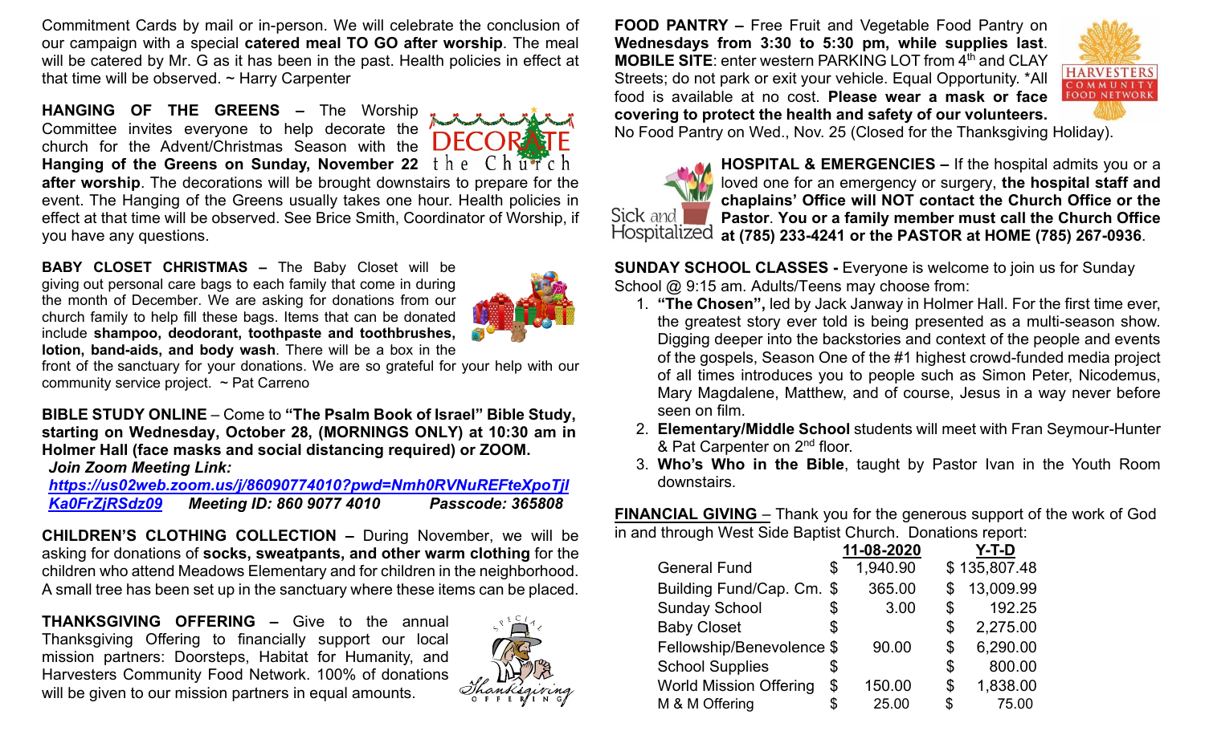Commitment Cards by mail or in-person. We will celebrate the conclusion of our campaign with a special **catered meal TO GO after worship**. The meal will be catered by Mr. G as it has been in the past. Health policies in effect at that time will be observed. ~ Harry Carpenter

**HANGING OF THE GREENS –** The Worship Committee invites everyone to help decorate the church for the Advent/Christmas Season with the **Hanging of the Greens on Sunday, November 22 after worship**. The decorations will be brought downstairs to prepare for the event. The Hanging of the Greens usually takes one hour. Health policies in effect at that time will be observed. See Brice Smith, Coordinator of Worship, if you have any questions.

DECORATE the Church

**BABY CLOSET CHRISTMAS –** The Baby Closet will be giving out personal care bags to each family that come in during the month of December. We are asking for donations from our church family to help fill these bags. Items that can be donated include **shampoo, deodorant, toothpaste and toothbrushes, lotion, band-aids, and body wash**. There will be a box in the front of the sanctuary for your donations. We are so grateful for your help with our community service project. ~ Pat Carreno

**BIBLE STUDY ONLINE** – Come to **"The Psalm Book of Israel" Bible Study, starting on Wednesday, October 28, (MORNINGS ONLY) at 10:30 am in Holmer Hall (face masks and social distancing required) or ZOOM.**

***Join Zoom Meeting Link:***
***https://us02web.zoom.us/j/86090774010?pwd=Nmh0RVNuREFteXpoTjlKa0FrZjRSdz09*** ***Meeting ID: 860 9077 4010*** ***Passcode: 365808***

**CHILDREN'S CLOTHING COLLECTION –** During November, we will be asking for donations of **socks, sweatpants, and other warm clothing** for the children who attend Meadows Elementary and for children in the neighborhood. A small tree has been set up in the sanctuary where these items can be placed.

**THANKSGIVING OFFERING –** Give to the annual Thanksgiving Offering to financially support our local mission partners: Doorsteps, Habitat for Humanity, and Harvesters Community Food Network. 100% of donations will be given to our mission partners in equal amounts.

Special Thanksgiving Offering

**FOOD PANTRY –** Free Fruit and Vegetable Food Pantry on **Wednesdays from 3:30 to 5:30 pm, while supplies last**. **MOBILE SITE**: enter western PARKING LOT from 4th and CLAY Streets; do not park or exit your vehicle. Equal Opportunity. *All food is available at no cost. **Please wear a mask or face covering to protect the health and safety of our volunteers.** No Food Pantry on Wed., Nov. 25 (Closed for the Thanksgiving Holiday).

HARVESTERS COMMUNITY FOOD NETWORK

Sick and Hospitalized

**HOSPITAL & EMERGENCIES –** If the hospital admits you or a loved one for an emergency or surgery, **the hospital staff and chaplains' Office will NOT contact the Church Office or the Pastor**. **You or a family member must call the Church Office at (785) 233-4241 or the PASTOR at HOME (785) 267-0936**.

**SUNDAY SCHOOL CLASSES -** Everyone is welcome to join us for Sunday School @ 9:15 am. Adults/Teens may choose from:

1. **"The Chosen",** led by Jack Janway in Holmer Hall. For the first time ever, the greatest story ever told is being presented as a multi-season show. Digging deeper into the backstories and context of the people and events of the gospels, Season One of the #1 highest crowd-funded media project of all times introduces you to people such as Simon Peter, Nicodemus, Mary Magdalene, Matthew, and of course, Jesus in a way never before seen on film.
2. **Elementary/Middle School** students will meet with Fran Seymour-Hunter & Pat Carpenter on 2nd floor.
3. **Who's Who in the Bible**, taught by Pastor Ivan in the Youth Room downstairs.

**FINANCIAL GIVING** – Thank you for the generous support of the work of God in and through West Side Baptist Church. Donations report:

| | 11-08-2020 | Y-T-D |
|---|---|---|
| General Fund | $ 1,940.90 | $ 135,807.48 |
| Building Fund/Cap. Cm. | $ 365.00 | $ 13,009.99 |
| Sunday School | $ 3.00 | $ 192.25 |
| Baby Closet | $ | $ 2,275.00 |
| Fellowship/Benevolence | $ 90.00 | $ 6,290.00 |
| School Supplies | $ | $ 800.00 |
| World Mission Offering | $ 150.00 | $ 1,838.00 |
| M & M Offering | $ 25.00 | $ 75.00 |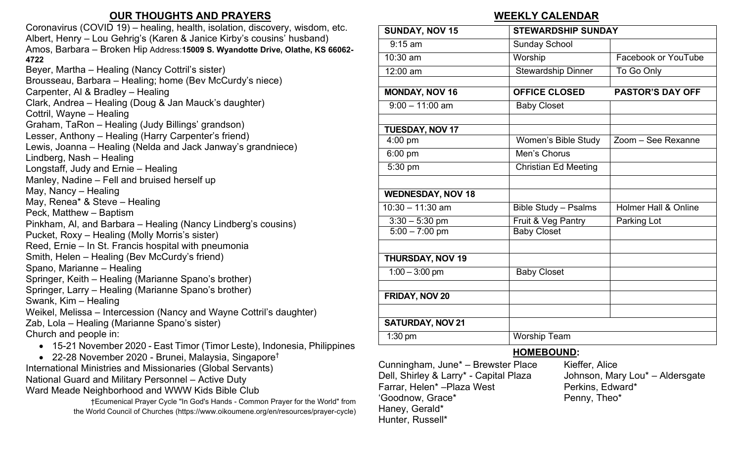## OUR THOUGHTS AND PRAYERS

Coronavirus (COVID 19) – healing, health, isolation, discovery, wisdom, etc.
Albert, Henry – Lou Gehrig's (Karen & Janice Kirby's cousins' husband)
Amos, Barbara – Broken Hip Address:**15009 S. Wyandotte Drive, Olathe, KS 66062-4722**
Beyer, Martha – Healing (Nancy Cottril's sister)
Brousseau, Barbara – Healing; home (Bev McCurdy's niece)
Carpenter, Al & Bradley – Healing
Clark, Andrea – Healing (Doug & Jan Mauck's daughter)
Cottril, Wayne – Healing
Graham, TaRon – Healing (Judy Billings' grandson)
Lesser, Anthony – Healing (Harry Carpenter's friend)
Lewis, Joanna – Healing (Nelda and Jack Janway's grandniece)
Lindberg, Nash – Healing
Longstaff, Judy and Ernie – Healing
Manley, Nadine – Fell and bruised herself up
May, Nancy – Healing
May, Renea* & Steve – Healing
Peck, Matthew – Baptism
Pinkham, Al, and Barbara – Healing (Nancy Lindberg's cousins)
Pucket, Roxy – Healing (Molly Morris's sister)
Reed, Ernie – In St. Francis hospital with pneumonia
Smith, Helen – Healing (Bev McCurdy's friend)
Spano, Marianne – Healing
Springer, Keith – Healing (Marianne Spano's brother)
Springer, Larry – Healing (Marianne Spano's brother)
Swank, Kim – Healing
Weikel, Melissa – Intercession (Nancy and Wayne Cottril's daughter)
Zab, Lola – Healing (Marianne Spano's sister)
Church and people in:

- 15-21 November 2020 - East Timor (Timor Leste), Indonesia, Philippines
- 22-28 November 2020 - Brunei, Malaysia, Singapore†

International Ministries and Missionaries (Global Servants)
National Guard and Military Personnel – Active Duty
Ward Meade Neighborhood and WWW Kids Bible Club

†Ecumenical Prayer Cycle "In God's Hands - Common Prayer for the World" from the World Council of Churches (https://www.oikoumene.org/en/resources/prayer-cycle)

## WEEKLY CALENDAR

| | | |
|---|---|---|
| **SUNDAY, NOV 15** | **STEWARDSHIP SUNDAY** | |
| 9:15 am | Sunday School | |
| 10:30 am | Worship | Facebook or YouTube |
| 12:00 am | Stewardship Dinner | To Go Only |
| | | |
| **MONDAY, NOV 16** | **OFFICE CLOSED** | **PASTOR'S DAY OFF** |
| 9:00 – 11:00 am | Baby Closet | |
| | | |
| **TUESDAY, NOV 17** | | |
| 4:00 pm | Women's Bible Study | Zoom – See Rexanne |
| 6:00 pm | Men's Chorus | |
| 5:30 pm | Christian Ed Meeting | |
| | | |
| **WEDNESDAY, NOV 18** | | |
| 10:30 – 11:30 am | Bible Study – Psalms | Holmer Hall & Online |
| 3:30 – 5:30 pm | Fruit & Veg Pantry | Parking Lot |
| 5:00 – 7:00 pm | Baby Closet | |
| | | |
| **THURSDAY, NOV 19** | | |
| 1:00 – 3:00 pm | Baby Closet | |
| | | |
| **FRIDAY, NOV 20** | | |
| | | |
| **SATURDAY, NOV 21** | | |
| 1:30 pm | Worship Team | |

### HOMEBOUND:

Cunningham, June* – Brewster Place
Dell, Shirley & Larry* - Capital Plaza
Farrar, Helen* –Plaza West
'Goodnow, Grace*
Haney, Gerald*
Hunter, Russell*
Kieffer, Alice
Johnson, Mary Lou* – Aldersgate
Perkins, Edward*
Penny, Theo*